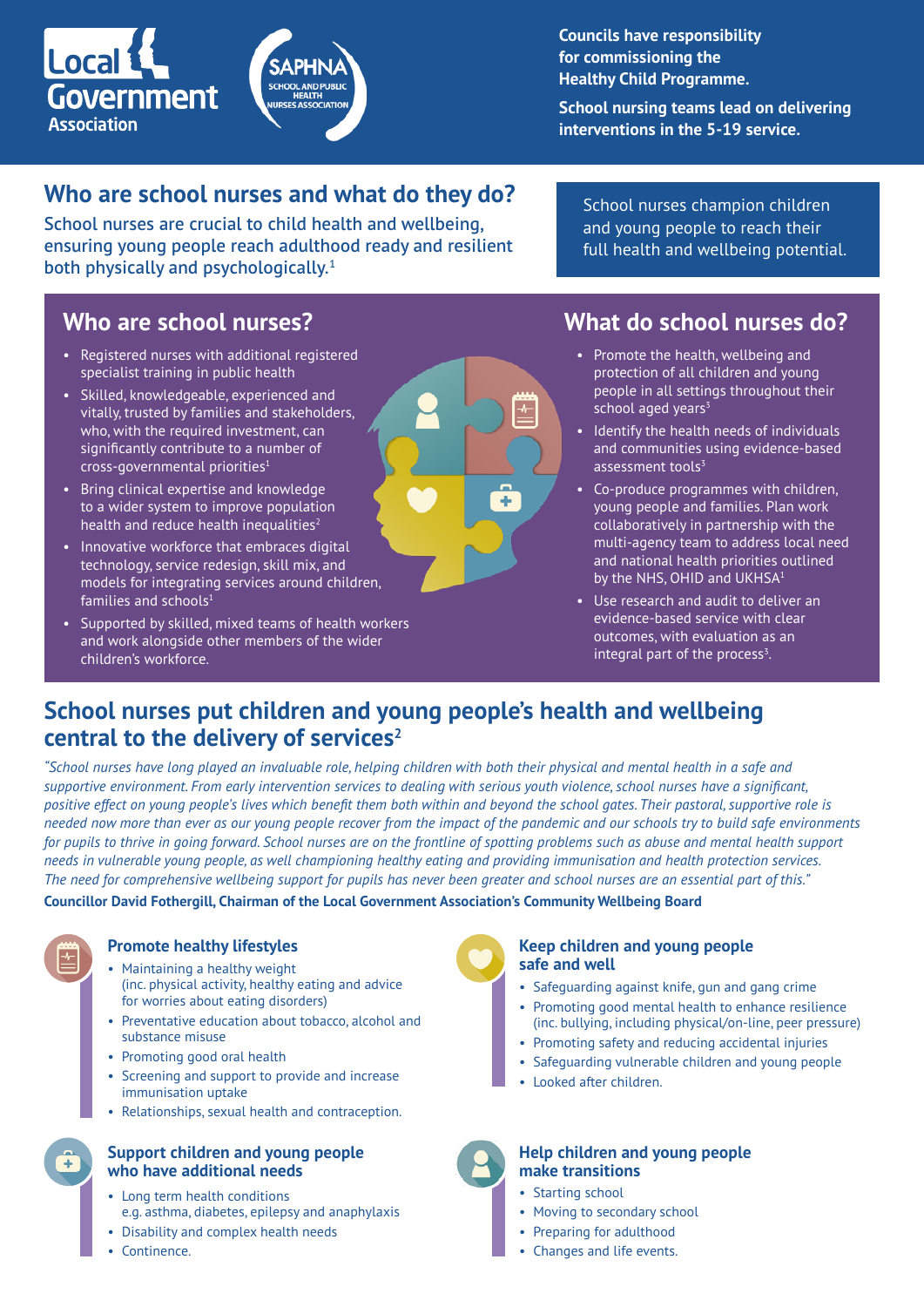Local Government Association

SAPHNA SCHOOL AND PUBLIC HEALTH NURSES ASSOCIATION

**Councils have responsibility for commissioning the Healthy Child Programme.**

**School nursing teams lead on delivering interventions in the 5-19 service.**

## Who are school nurses and what do they do?

School nurses are crucial to child health and wellbeing, ensuring young people reach adulthood ready and resilient both physically and psychologically.[1]

School nurses champion children and young people to reach their full health and wellbeing potential.

### Who are school nurses?

- Registered nurses with additional registered specialist training in public health
- Skilled, knowledgeable, experienced and vitally, trusted by families and stakeholders, who, with the required investment, can significantly contribute to a number of cross-governmental priorities[1]
- Bring clinical expertise and knowledge to a wider system to improve population health and reduce health inequalities[2]
- Innovative workforce that embraces digital technology, service redesign, skill mix, and models for integrating services around children, families and schools[1]
- Supported by skilled, mixed teams of health workers and work alongside other members of the wider children's workforce.

### What do school nurses do?

- Promote the health, wellbeing and protection of all children and young people in all settings throughout their school aged years[3]
- Identify the health needs of individuals and communities using evidence-based assessment tools[3]
- Co-produce programmes with children, young people and families. Plan work collaboratively in partnership with the multi-agency team to address local need and national health priorities outlined by the NHS, OHID and UKHSA[1]
- Use research and audit to deliver an evidence-based service with clear outcomes, with evaluation as an integral part of the process[3].

## School nurses put children and young people's health and wellbeing central to the delivery of services[2]

*"School nurses have long played an invaluable role, helping children with both their physical and mental health in a safe and supportive environment. From early intervention services to dealing with serious youth violence, school nurses have a significant, positive effect on young people's lives which benefit them both within and beyond the school gates. Their pastoral, supportive role is needed now more than ever as our young people recover from the impact of the pandemic and our schools try to build safe environments for pupils to thrive in going forward. School nurses are on the frontline of spotting problems such as abuse and mental health support needs in vulnerable young people, as well championing healthy eating and providing immunisation and health protection services. The need for comprehensive wellbeing support for pupils has never been greater and school nurses are an essential part of this."*

**Councillor David Fothergill, Chairman of the Local Government Association's Community Wellbeing Board**

### Promote healthy lifestyles

- Maintaining a healthy weight (inc. physical activity, healthy eating and advice for worries about eating disorders)
- Preventative education about tobacco, alcohol and substance misuse
- Promoting good oral health
- Screening and support to provide and increase immunisation uptake
- Relationships, sexual health and contraception.

### Keep children and young people safe and well

- Safeguarding against knife, gun and gang crime
- Promoting good mental health to enhance resilience (inc. bullying, including physical/on-line, peer pressure)
- Promoting safety and reducing accidental injuries
- Safeguarding vulnerable children and young people
- Looked after children.

### Support children and young people who have additional needs

- Long term health conditions e.g. asthma, diabetes, epilepsy and anaphylaxis
- Disability and complex health needs
- Continence.

### Help children and young people make transitions

- Starting school
- Moving to secondary school
- Preparing for adulthood
- Changes and life events.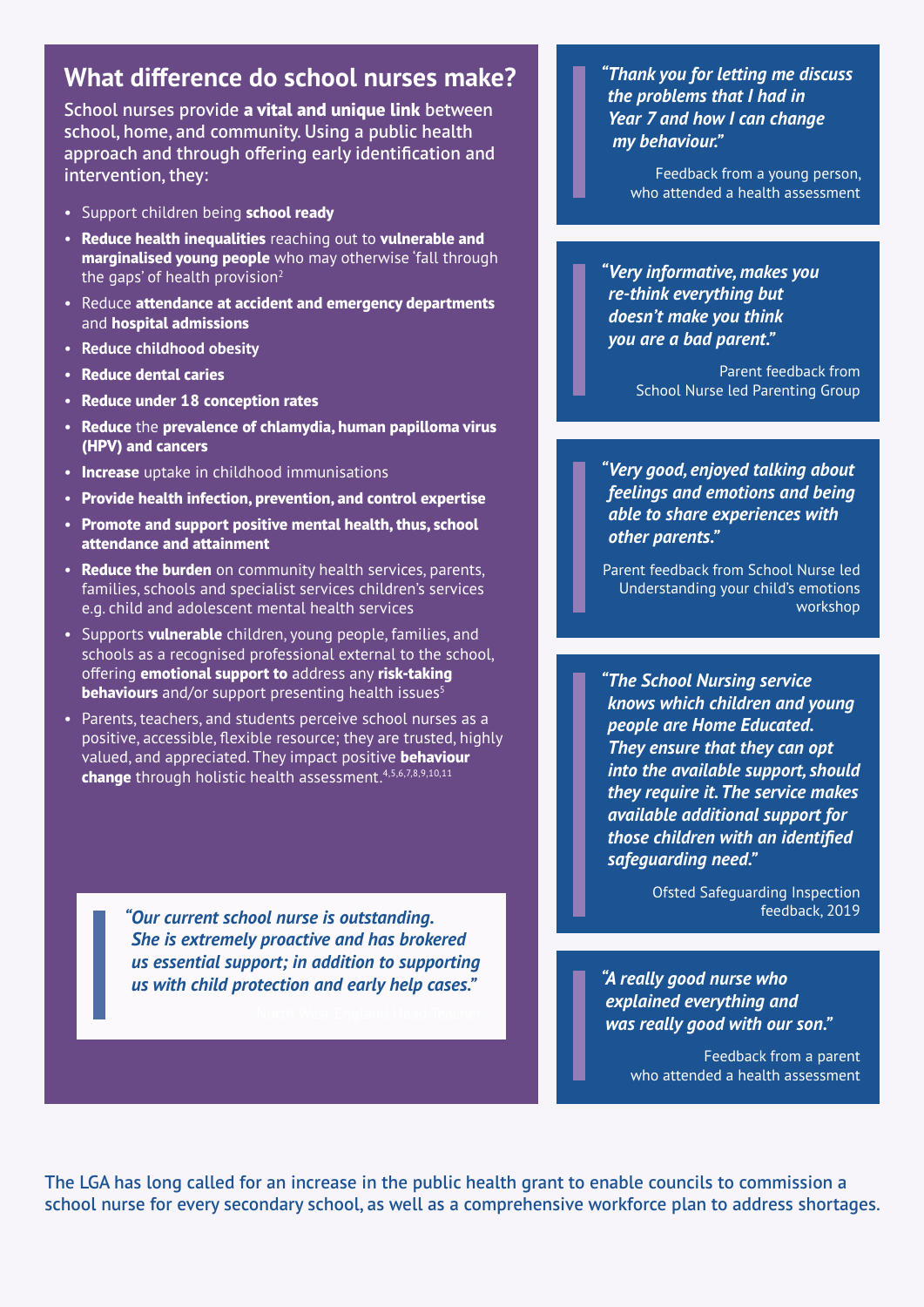## What difference do school nurses make?

School nurses provide **a vital and unique link** between school, home, and community. Using a public health approach and through offering early identification and intervention, they:

- Support children being **school ready**
- **Reduce health inequalities** reaching out to **vulnerable and marginalised young people** who may otherwise 'fall through the gaps' of health provision[2]
- Reduce **attendance at accident and emergency departments** and **hospital admissions**
- **Reduce childhood obesity**
- **Reduce dental caries**
- **Reduce under 18 conception rates**
- **Reduce** the **prevalence of chlamydia, human papilloma virus (HPV) and cancers**
- **Increase** uptake in childhood immunisations
- **Provide health infection, prevention, and control expertise**
- **Promote and support positive mental health, thus, school attendance and attainment**
- **Reduce the burden** on community health services, parents, families, schools and specialist services children's services e.g. child and adolescent mental health services
- Supports **vulnerable** children, young people, families, and schools as a recognised professional external to the school, offering **emotional support to** address any **risk-taking behaviours** and/or support presenting health issues[5]
- Parents, teachers, and students perceive school nurses as a positive, accessible, flexible resource; they are trusted, highly valued, and appreciated. They impact positive **behaviour change** through holistic health assessment.[4,5,6,7,8,9,10,11]

> ***"Our current school nurse is outstanding. She is extremely proactive and has brokered us essential support; in addition to supporting us with child protection and early help cases."***
>
> North West England Head Teacher

> ***"Thank you for letting me discuss the problems that I had in Year 7 and how I can change my behaviour."***
>
> Feedback from a young person, who attended a health assessment

> ***"Very informative, makes you re-think everything but doesn't make you think you are a bad parent."***
>
> Parent feedback from School Nurse led Parenting Group

> ***"Very good, enjoyed talking about feelings and emotions and being able to share experiences with other parents."***
>
> Parent feedback from School Nurse led Understanding your child's emotions workshop

> ***"The School Nursing service knows which children and young people are Home Educated. They ensure that they can opt into the available support, should they require it. The service makes available additional support for those children with an identified safeguarding need."***
>
> Ofsted Safeguarding Inspection feedback, 2019

> ***"A really good nurse who explained everything and was really good with our son."***
>
> Feedback from a parent who attended a health assessment

The LGA has long called for an increase in the public health grant to enable councils to commission a school nurse for every secondary school, as well as a comprehensive workforce plan to address shortages.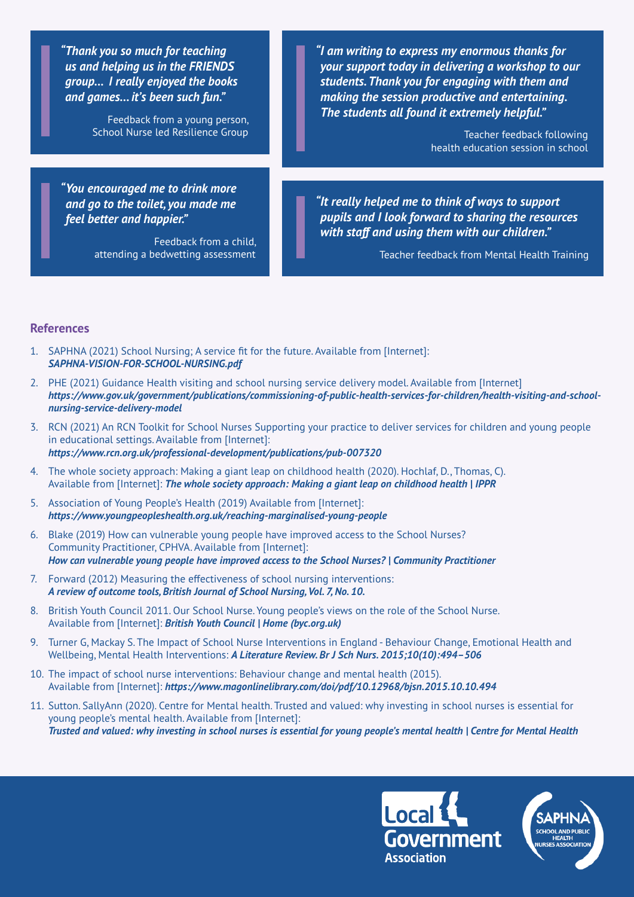> *"Thank you so much for teaching us and helping us in the FRIENDS group... I really enjoyed the books and games... it's been such fun."*
>
> Feedback from a young person, School Nurse led Resilience Group

> *"I am writing to express my enormous thanks for your support today in delivering a workshop to our students. Thank you for engaging with them and making the session productive and entertaining. The students all found it extremely helpful."*
>
> Teacher feedback following health education session in school

> *"You encouraged me to drink more and go to the toilet, you made me feel better and happier."*
>
> Feedback from a child, attending a bedwetting assessment

> *"It really helped me to think of ways to support pupils and I look forward to sharing the resources with staff and using them with our children."*
>
> Teacher feedback from Mental Health Training

## References

1. SAPHNA (2021) School Nursing; A service fit for the future. Available from [Internet]: ***SAPHNA-VISION-FOR-SCHOOL-NURSING.pdf***
2. PHE (2021) Guidance Health visiting and school nursing service delivery model. Available from [Internet] ***https://www.gov.uk/government/publications/commissioning-of-public-health-services-for-children/health-visiting-and-school-nursing-service-delivery-model***
3. RCN (2021) An RCN Toolkit for School Nurses Supporting your practice to deliver services for children and young people in educational settings. Available from [Internet]: ***https://www.rcn.org.uk/professional-development/publications/pub-007320***
4. The whole society approach: Making a giant leap on childhood health (2020). Hochlaf, D., Thomas, C). Available from [Internet]: ***The whole society approach: Making a giant leap on childhood health | IPPR***
5. Association of Young People's Health (2019) Available from [Internet]: ***https://www.youngpeopleshealth.org.uk/reaching-marginalised-young-people***
6. Blake (2019) How can vulnerable young people have improved access to the School Nurses? Community Practitioner, CPHVA. Available from [Internet]: ***How can vulnerable young people have improved access to the School Nurses? | Community Practitioner***
7. Forward (2012) Measuring the effectiveness of school nursing interventions: ***A review of outcome tools, British Journal of School Nursing, Vol. 7, No. 10.***
8. British Youth Council 2011. Our School Nurse. Young people's views on the role of the School Nurse. Available from [Internet]: ***British Youth Council | Home (byc.org.uk)***
9. Turner G, Mackay S. The Impact of School Nurse Interventions in England - Behaviour Change, Emotional Health and Wellbeing, Mental Health Interventions: ***A Literature Review. Br J Sch Nurs. 2015;10(10):494–506***
10. The impact of school nurse interventions: Behaviour change and mental health (2015). Available from [Internet]: ***https://www.magonlinelibrary.com/doi/pdf/10.12968/bjsn.2015.10.10.494***
11. Sutton. SallyAnn (2020). Centre for Mental health. Trusted and valued: why investing in school nurses is essential for young people's mental health. Available from [Internet]: ***Trusted and valued: why investing in school nurses is essential for young people's mental health | Centre for Mental Health***